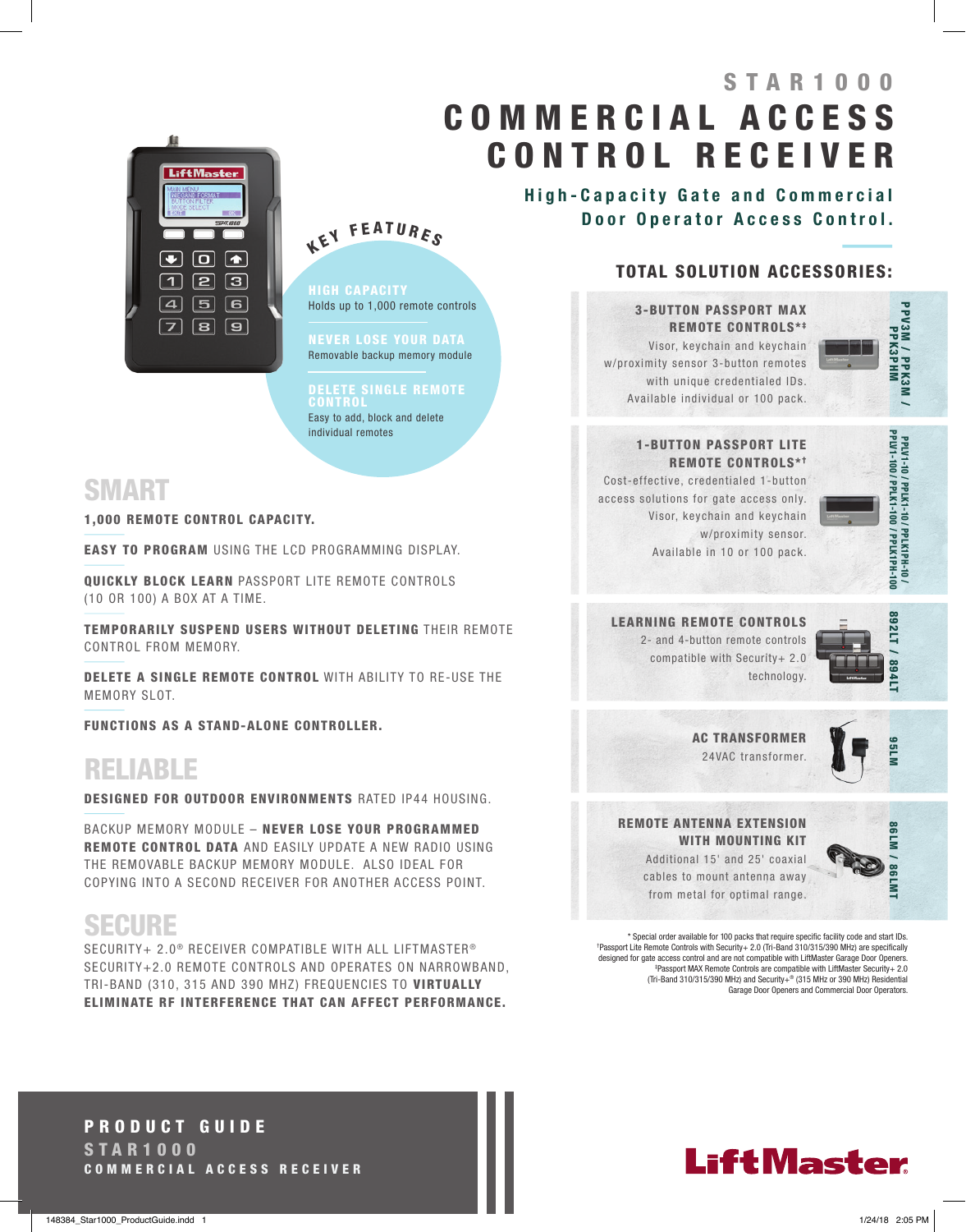# STAR1000
# COMMERCIAL ACCESS CONTROL RECEIVER

**High-Capacity Gate and Commercial Door Operator Access Control.**

## KEY FEATURES

**HIGH CAPACITY**
Holds up to 1,000 remote controls

**NEVER LOSE YOUR DATA**
Removable backup memory module

**DELETE SINGLE REMOTE CONTROL**
Easy to add, block and delete individual remotes

## SMART

**1,000 REMOTE CONTROL CAPACITY.**

**EASY TO PROGRAM** USING THE LCD PROGRAMMING DISPLAY.

**QUICKLY BLOCK LEARN** PASSPORT LITE REMOTE CONTROLS (10 OR 100) A BOX AT A TIME.

**TEMPORARILY SUSPEND USERS WITHOUT DELETING** THEIR REMOTE CONTROL FROM MEMORY.

**DELETE A SINGLE REMOTE CONTROL** WITH ABILITY TO RE-USE THE MEMORY SLOT.

**FUNCTIONS AS A STAND-ALONE CONTROLLER.**

## RELIABLE

**DESIGNED FOR OUTDOOR ENVIRONMENTS** RATED IP44 HOUSING.

BACKUP MEMORY MODULE – **NEVER LOSE YOUR PROGRAMMED REMOTE CONTROL DATA** AND EASILY UPDATE A NEW RADIO USING THE REMOVABLE BACKUP MEMORY MODULE. ALSO IDEAL FOR COPYING INTO A SECOND RECEIVER FOR ANOTHER ACCESS POINT.

## SECURE

SECURITY+ 2.0® RECEIVER COMPATIBLE WITH ALL LIFTMASTER® SECURITY+2.0 REMOTE CONTROLS AND OPERATES ON NARROWBAND, TRI-BAND (310, 315 AND 390 MHZ) FREQUENCIES TO **VIRTUALLY ELIMINATE RF INTERFERENCE THAT CAN AFFECT PERFORMANCE.**

## TOTAL SOLUTION ACCESSORIES:

**3-BUTTON PASSPORT MAX REMOTE CONTROLS*‡**
Visor, keychain and keychain w/proximity sensor 3-button remotes with unique credentialed IDs. Available individual or 100 pack.
PPV3M / PPK3M / PPK3PHM

**1-BUTTON PASSPORT LITE REMOTE CONTROLS*†**
Cost-effective, credentialed 1-button access solutions for gate access only. Visor, keychain and keychain w/proximity sensor. Available in 10 or 100 pack.
PPLV1-10 / PPLK1-10 / PPLK1PH-10 / PPLV1-100 / PPLK1-100 / PPLK1PH-100

**LEARNING REMOTE CONTROLS**
2- and 4-button remote controls compatible with Security+ 2.0 technology.
892LT / 894LT

**AC TRANSFORMER**
24VAC transformer.
95LM

**REMOTE ANTENNA EXTENSION WITH MOUNTING KIT**
Additional 15' and 25' coaxial cables to mount antenna away from metal for optimal range.
86LM / 86LMT

\* Special order available for 100 packs that require specific facility code and start IDs.
†Passport Lite Remote Controls with Security+ 2.0 (Tri-Band 310/315/390 MHz) are specifically designed for gate access control and are not compatible with LiftMaster Garage Door Openers.
‡Passport MAX Remote Controls are compatible with LiftMaster Security+ 2.0 (Tri-Band 310/315/390 MHz) and Security+® (315 MHz or 390 MHz) Residential Garage Door Openers and Commercial Door Operators.

**PRODUCT GUIDE**
**STAR1000**
**COMMERCIAL ACCESS RECEIVER**

LiftMaster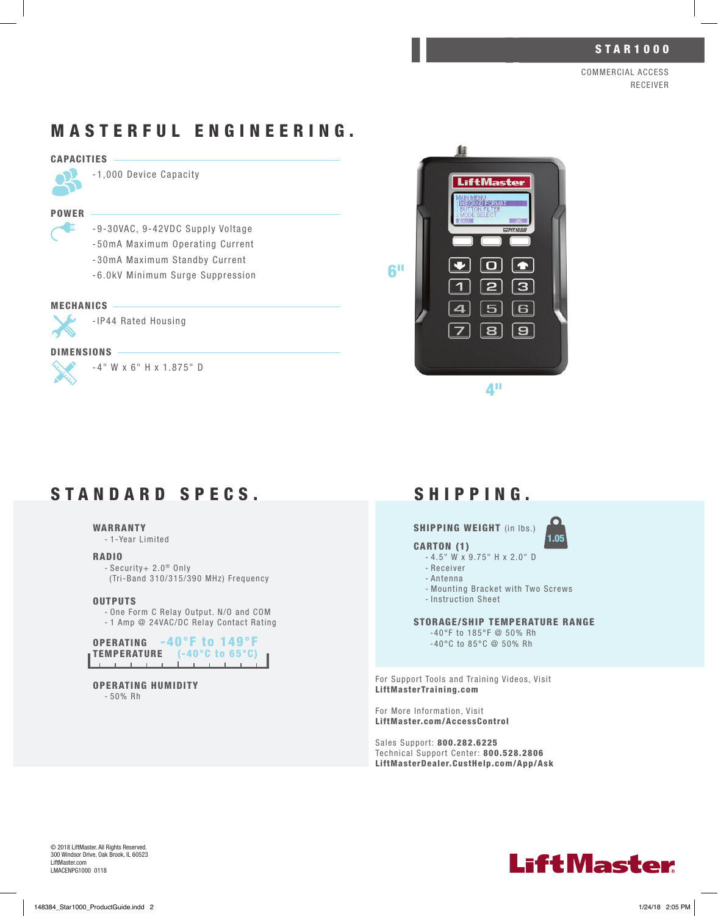**STAR1000**

COMMERCIAL ACCESS RECEIVER

## MASTERFUL ENGINEERING.

### CAPACITIES

- 1,000 Device Capacity

### POWER

- 9-30VAC, 9-42VDC Supply Voltage
- 50mA Maximum Operating Current
- 30mA Maximum Standby Current
- 6.0kV Minimum Surge Suppression

### MECHANICS

- IP44 Rated Housing

### DIMENSIONS

- 4" W x 6" H x 1.875" D

6"

4"

## STANDARD SPECS.

**WARRANTY**
- 1-Year Limited

**RADIO**
- Security+ 2.0® Only (Tri-Band 310/315/390 MHz) Frequency

**OUTPUTS**
- One Form C Relay Output. N/O and COM
- 1 Amp @ 24VAC/DC Relay Contact Rating

**OPERATING TEMPERATURE** -40°F to 149°F (-40°C to 65°C)

**OPERATING HUMIDITY**
- 50% Rh

## SHIPPING.

**SHIPPING WEIGHT** (in lbs.) 1.05

**CARTON (1)**
- 4.5" W x 9.75" H x 2.0" D
- Receiver
- Antenna
- Mounting Bracket with Two Screws
- Instruction Sheet

**STORAGE/SHIP TEMPERATURE RANGE**

-40°F to 185°F @ 50% Rh
-40°C to 85°C @ 50% Rh

For Support Tools and Training Videos, Visit
**LiftMasterTraining.com**

For More Information, Visit
**LiftMaster.com/AccessControl**

Sales Support: **800.282.6225**
Technical Support Center: **800.528.2806**
**LiftMasterDealer.CustHelp.com/App/Ask**

© 2018 LiftMaster. All Rights Reserved.
300 Windsor Drive, Oak Brook, IL 60523
LiftMaster.com
LMACENPG1000 0118

LiftMaster